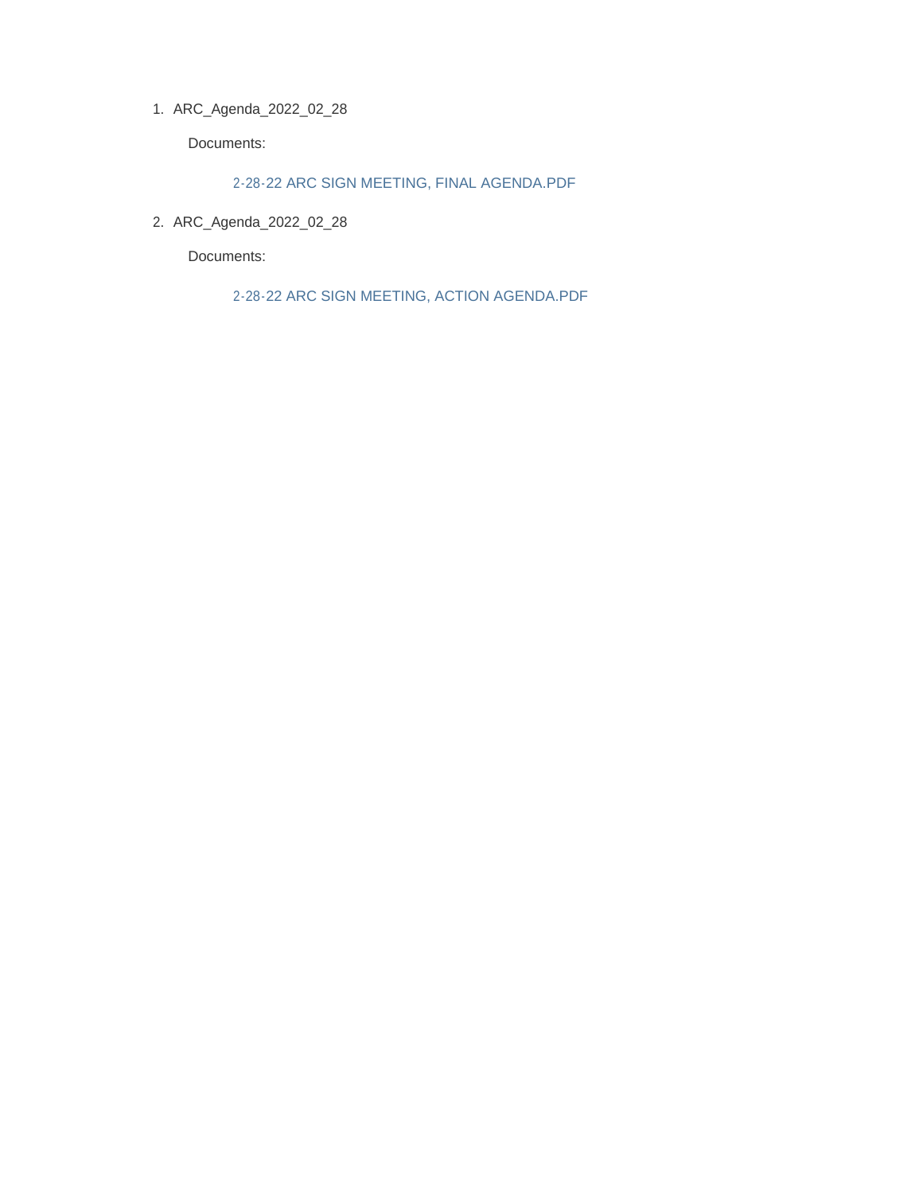1. ARC_Agenda_2022_02_28

   Documents:

   2-28-22 ARC SIGN MEETING, FINAL AGENDA.PDF

2. ARC_Agenda_2022_02_28

   Documents:

   2-28-22 ARC SIGN MEETING, ACTION AGENDA.PDF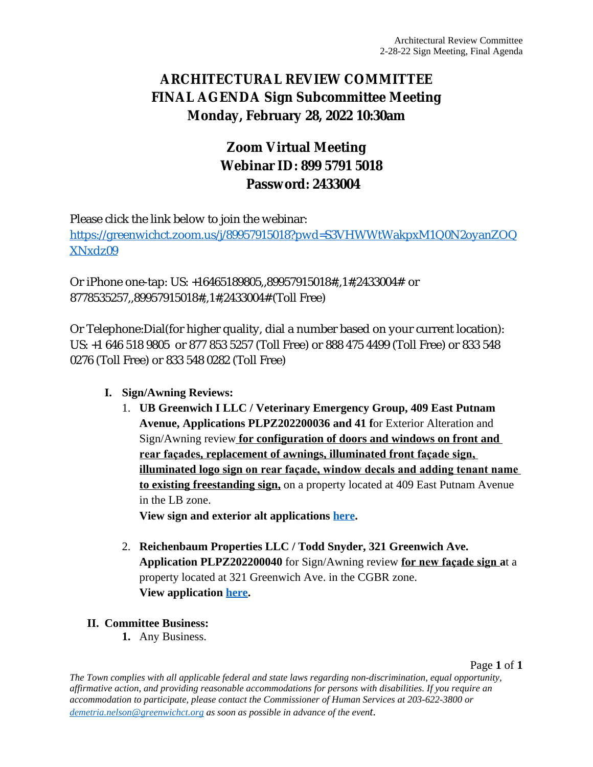# ARCHITECTURAL REVIEW COMMITTEE
# FINAL AGENDA Sign Subcommittee Meeting
# Monday, February 28, 2022 10:30am

## Zoom Virtual Meeting
## Webinar ID: 899 5791 5018
## Password: 2433004

Please click the link below to join the webinar:
[https://greenwichct.zoom.us/j/89957915018?pwd=S3VHWWtWakpxM1Q0N2oyanZOQXNxdz09](https://greenwichct.zoom.us/j/89957915018?pwd=S3VHWWtWakpxM1Q0N2oyanZOQXNxdz09)

Or iPhone one-tap: US: +16465189805,,89957915018#,,1#,2433004# or 8778535257,,89957915018#,,1#,2433004# (Toll Free)

Or Telephone:Dial(for higher quality, dial a number based on your current location): US: +1 646 518 9805 or 877 853 5257 (Toll Free) or 888 475 4499 (Toll Free) or 833 548 0276 (Toll Free) or 833 548 0282 (Toll Free)

**I. Sign/Awning Reviews:**

1. **UB Greenwich I LLC / Veterinary Emergency Group, 409 East Putnam Avenue, Applications PLPZ202200036 and 41 f**or Exterior Alteration and Sign/Awning review **for configuration of doors and windows on front and rear façades, replacement of awnings, illuminated front façade sign, illuminated logo sign on rear façade, window decals and adding tenant name to existing freestanding sign,** on a property located at 409 East Putnam Avenue in the LB zone.
   **View sign and exterior alt applications here.**

2. **Reichenbaum Properties LLC / Todd Snyder, 321 Greenwich Ave. Application PLPZ202200040** for Sign/Awning review **for new façade sign a**t a property located at 321 Greenwich Ave. in the CGBR zone.
   **View application here.**

**II. Committee Business:**

1. Any Business.

*The Town complies with all applicable federal and state laws regarding non-discrimination, equal opportunity, affirmative action, and providing reasonable accommodations for persons with disabilities. If you require an accommodation to participate, please contact the Commissioner of Human Services at 203-622-3800 or demetria.nelson@greenwichct.org as soon as possible in advance of the event.*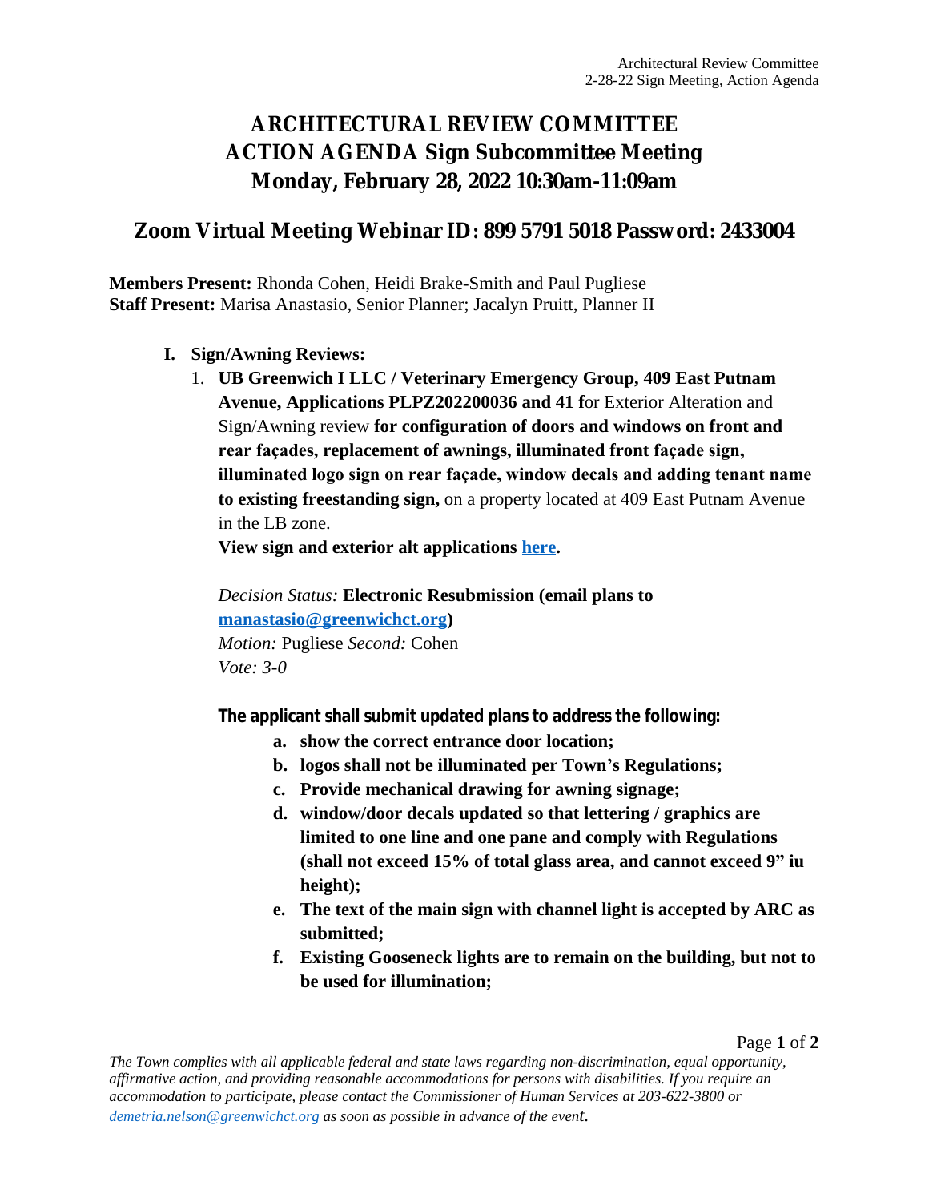# ARCHITECTURAL REVIEW COMMITTEE
# ACTION AGENDA Sign Subcommittee Meeting
# Monday, February 28, 2022 10:30am-11:09am

## Zoom Virtual Meeting Webinar ID: 899 5791 5018 Password: 2433004

**Members Present:** Rhonda Cohen, Heidi Brake-Smith and Paul Pugliese
**Staff Present:** Marisa Anastasio, Senior Planner; Jacalyn Pruitt, Planner II

**I. Sign/Awning Reviews:**

1. **UB Greenwich I LLC / Veterinary Emergency Group, 409 East Putnam Avenue, Applications PLPZ202200036 and 41 f**or Exterior Alteration and Sign/Awning review **for configuration of doors and windows on front and rear façades, replacement of awnings, illuminated front façade sign, illuminated logo sign on rear façade, window decals and adding tenant name to existing freestanding sign,** on a property located at 409 East Putnam Avenue in the LB zone.
   **View sign and exterior alt applications here.**

   *Decision Status:* **Electronic Resubmission (email plans to manastasio@greenwichct.org)**
   *Motion:* Pugliese *Second:* Cohen
   *Vote: 3-0*

   **The applicant shall submit updated plans to address the following:**

   a. **show the correct entrance door location;**
   b. **logos shall not be illuminated per Town's Regulations;**
   c. **Provide mechanical drawing for awning signage;**
   d. **window/door decals updated so that lettering / graphics are limited to one line and one pane and comply with Regulations (shall not exceed 15% of total glass area, and cannot exceed 9" iu height);**
   e. **The text of the main sign with channel light is accepted by ARC as submitted;**
   f. **Existing Gooseneck lights are to remain on the building, but not to be used for illumination;**

*The Town complies with all applicable federal and state laws regarding non-discrimination, equal opportunity, affirmative action, and providing reasonable accommodations for persons with disabilities. If you require an accommodation to participate, please contact the Commissioner of Human Services at 203-622-3800 or demetria.nelson@greenwichct.org as soon as possible in advance of the event.*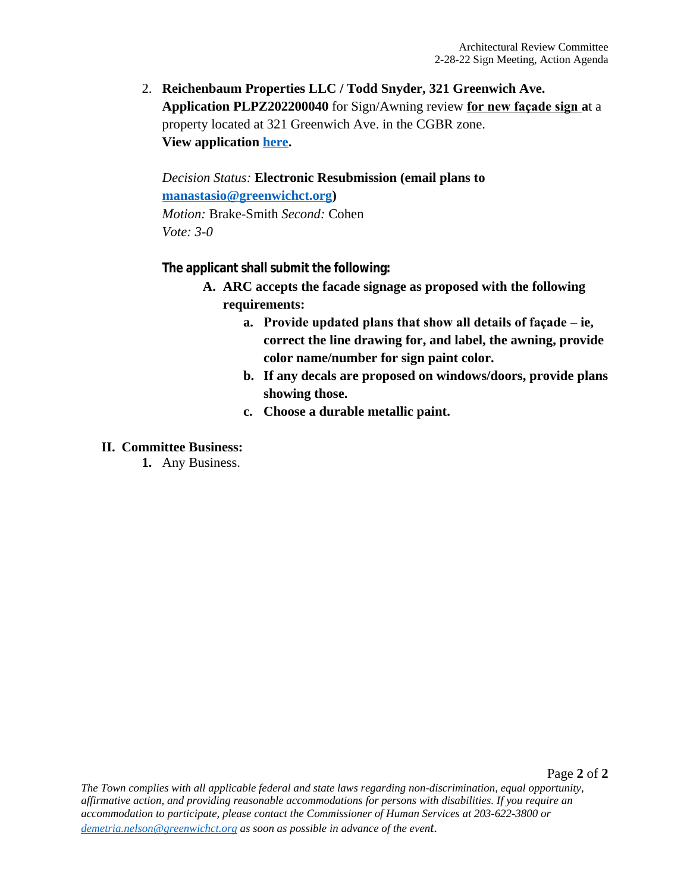2. **Reichenbaum Properties LLC / Todd Snyder, 321 Greenwich Ave.**
   **Application PLPZ202200040** for Sign/Awning review **for new façade sign a**t a property located at 321 Greenwich Ave. in the CGBR zone.
   **View application here.**

   *Decision Status:* **Electronic Resubmission (email plans to manastasio@greenwichct.org)**
   *Motion:* Brake-Smith *Second:* Cohen
   *Vote: 3-0*

   **The applicant shall submit the following:**

   A. **ARC accepts the facade signage as proposed with the following requirements:**
      a. **Provide updated plans that show all details of façade – ie, correct the line drawing for, and label, the awning, provide color name/number for sign paint color.**
      b. **If any decals are proposed on windows/doors, provide plans showing those.**
      c. **Choose a durable metallic paint.**

**II. Committee Business:**

1. Any Business.

*The Town complies with all applicable federal and state laws regarding non-discrimination, equal opportunity, affirmative action, and providing reasonable accommodations for persons with disabilities. If you require an accommodation to participate, please contact the Commissioner of Human Services at 203-622-3800 or demetria.nelson@greenwichct.org as soon as possible in advance of the event.*